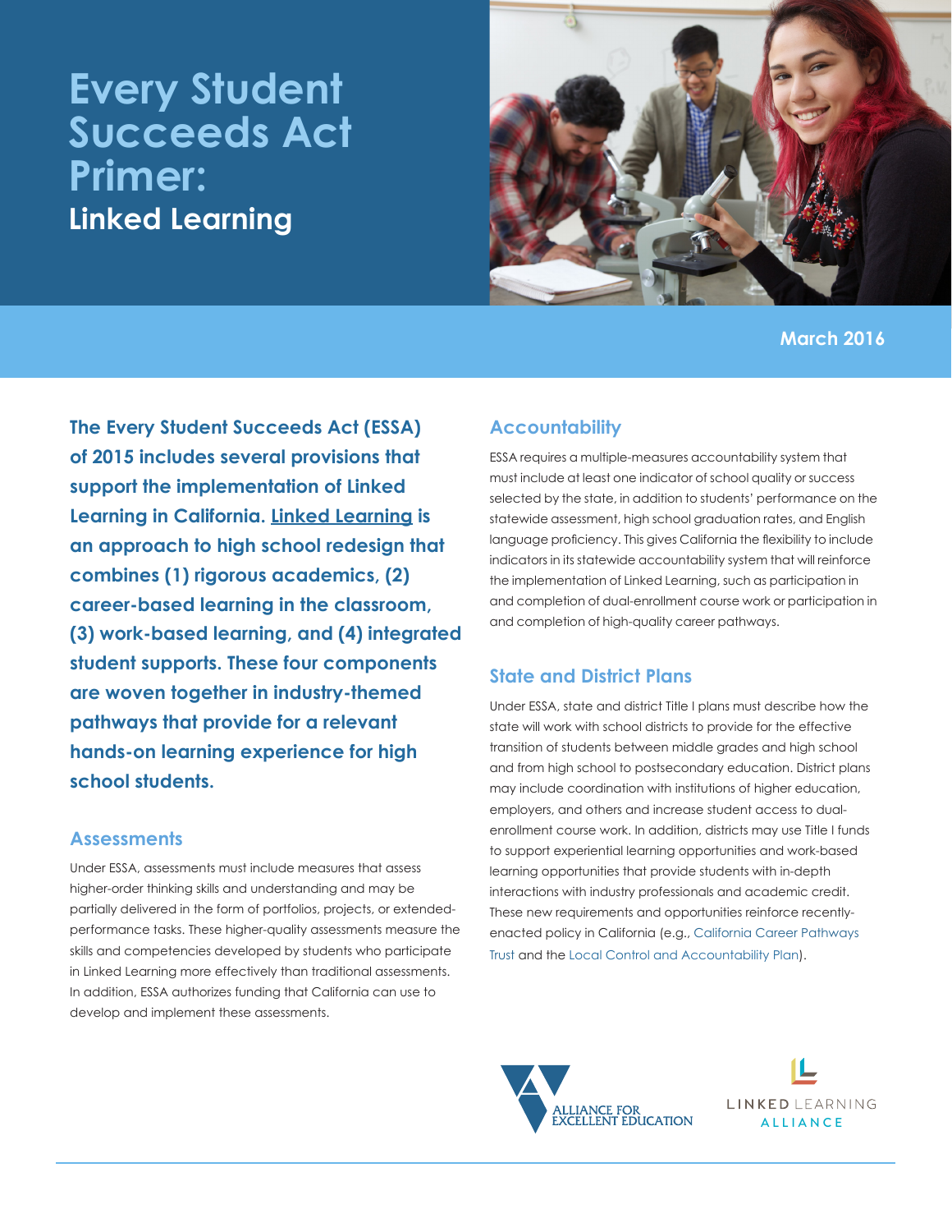# Every Student Succeeds Act Primer: Linked Learning

March 2016

**The Every Student Succeeds Act (ESSA) of 2015 includes several provisions that support the implementation of Linked Learning in California. Linked Learning is an approach to high school redesign that combines (1) rigorous academics, (2) career-based learning in the classroom, (3) work-based learning, and (4) integrated student supports. These four components are woven together in industry-themed pathways that provide for a relevant hands-on learning experience for high school students.**

## Assessments

Under ESSA, assessments must include measures that assess higher-order thinking skills and understanding and may be partially delivered in the form of portfolios, projects, or extended-performance tasks. These higher-quality assessments measure the skills and competencies developed by students who participate in Linked Learning more effectively than traditional assessments. In addition, ESSA authorizes funding that California can use to develop and implement these assessments.

## Accountability

ESSA requires a multiple-measures accountability system that must include at least one indicator of school quality or success selected by the state, in addition to students' performance on the statewide assessment, high school graduation rates, and English language proficiency. This gives California the flexibility to include indicators in its statewide accountability system that will reinforce the implementation of Linked Learning, such as participation in and completion of dual-enrollment course work or participation in and completion of high-quality career pathways.

## State and District Plans

Under ESSA, state and district Title I plans must describe how the state will work with school districts to provide for the effective transition of students between middle grades and high school and from high school to postsecondary education. District plans may include coordination with institutions of higher education, employers, and others and increase student access to dual-enrollment course work. In addition, districts may use Title I funds to support experiential learning opportunities and work-based learning opportunities that provide students with in-depth interactions with industry professionals and academic credit. These new requirements and opportunities reinforce recently-enacted policy in California (e.g., California Career Pathways Trust and the Local Control and Accountability Plan).

Alliance for Excellent Education

Linked Learning Alliance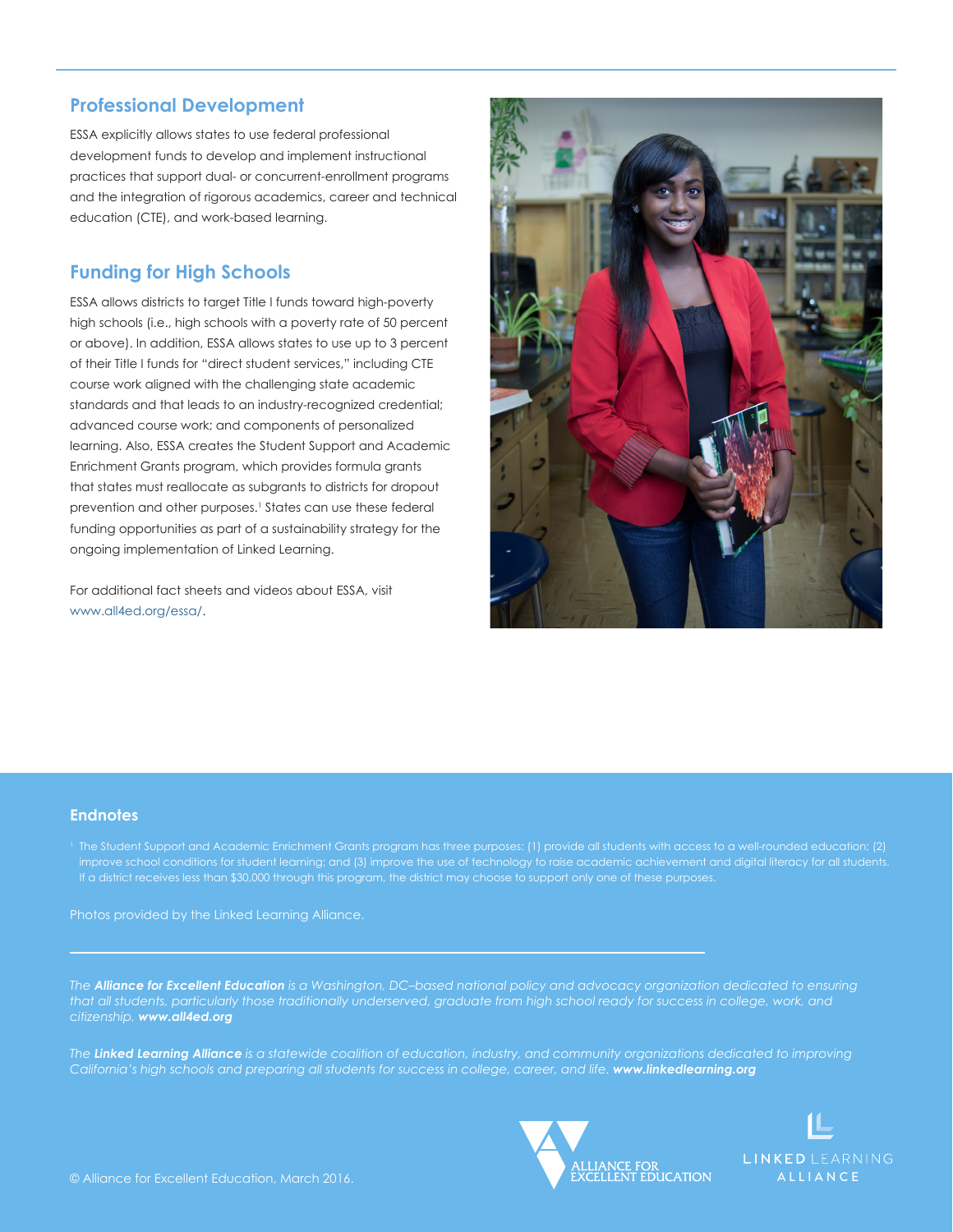## Professional Development

ESSA explicitly allows states to use federal professional development funds to develop and implement instructional practices that support dual- or concurrent-enrollment programs and the integration of rigorous academics, career and technical education (CTE), and work-based learning.

## Funding for High Schools

ESSA allows districts to target Title I funds toward high-poverty high schools (i.e., high schools with a poverty rate of 50 percent or above). In addition, ESSA allows states to use up to 3 percent of their Title I funds for "direct student services," including CTE course work aligned with the challenging state academic standards and that leads to an industry-recognized credential; advanced course work; and components of personalized learning. Also, ESSA creates the Student Support and Academic Enrichment Grants program, which provides formula grants that states must reallocate as subgrants to districts for dropout prevention and other purposes.[1] States can use these federal funding opportunities as part of a sustainability strategy for the ongoing implementation of Linked Learning.

For additional fact sheets and videos about ESSA, visit www.all4ed.org/essa/.

## Endnotes

[1] The Student Support and Academic Enrichment Grants program has three purposes: (1) provide all students with access to a well-rounded education; (2) improve school conditions for student learning; and (3) improve the use of technology to raise academic achievement and digital literacy for all students. If a district receives less than $30,000 through this program, the district may choose to support only one of these purposes.

Photos provided by the Linked Learning Alliance.

*The **Alliance for Excellent Education** is a Washington, DC–based national policy and advocacy organization dedicated to ensuring that all students, particularly those traditionally underserved, graduate from high school ready for success in college, work, and citizenship. **www.all4ed.org***

*The **Linked Learning Alliance** is a statewide coalition of education, industry, and community organizations dedicated to improving California's high schools and preparing all students for success in college, career, and life. **www.linkedlearning.org***

© Alliance for Excellent Education, March 2016.

ALLIANCE FOR EXCELLENT EDUCATION

LINKED LEARNING ALLIANCE